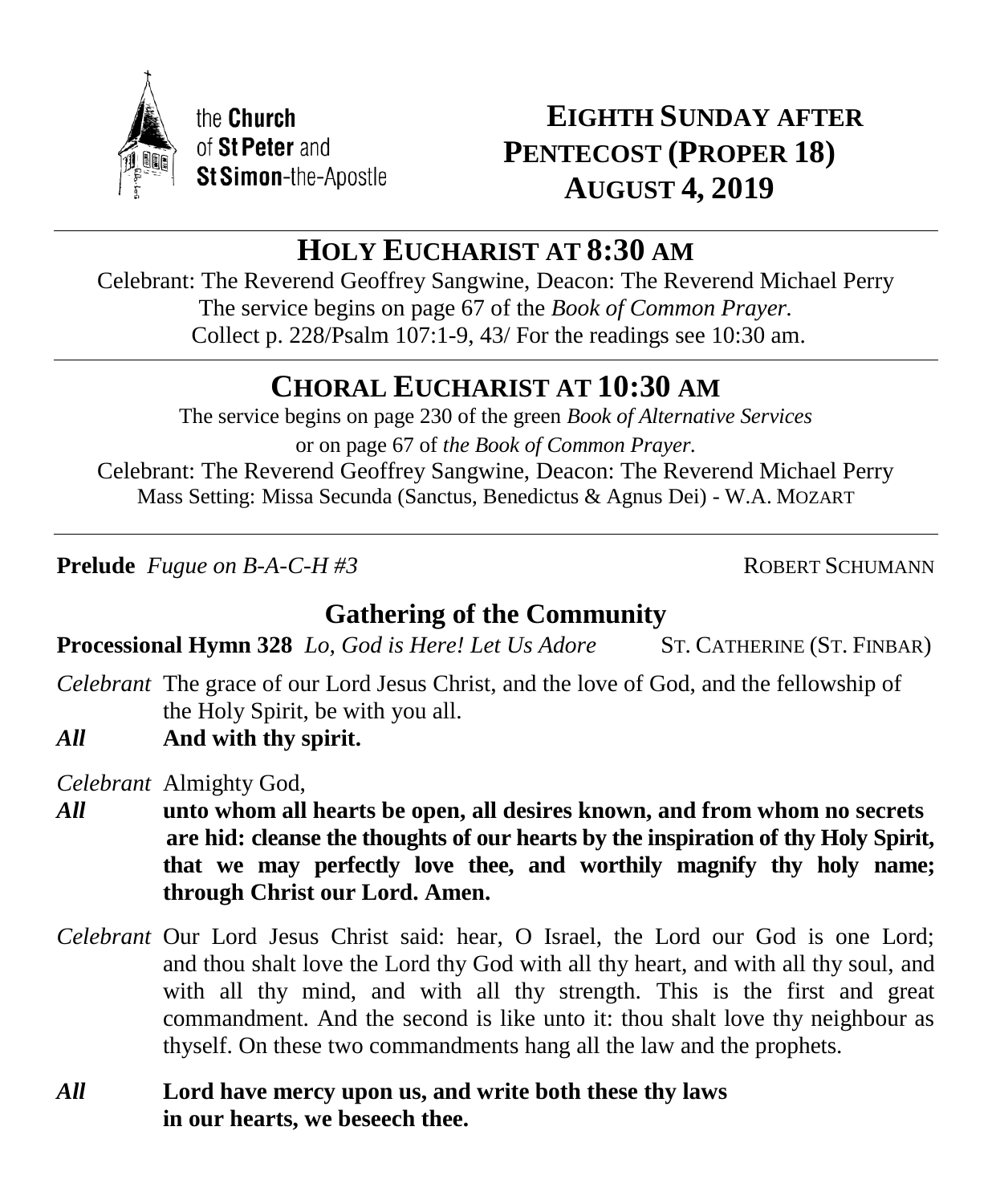the **Church** of **St Peter** and **St Simon**-the-Apostle

# EIGHTH SUNDAY AFTER PENTECOST (PROPER 18) AUGUST 4, 2019

## HOLY EUCHARIST AT 8:30 AM

Celebrant: The Reverend Geoffrey Sangwine, Deacon: The Reverend Michael Perry
The service begins on page 67 of the *Book of Common Prayer.*
Collect p. 228/Psalm 107:1-9, 43/ For the readings see 10:30 am.

## CHORAL EUCHARIST AT 10:30 AM

The service begins on page 230 of the green *Book of Alternative Services*
or on page 67 of *the Book of Common Prayer.*
Celebrant: The Reverend Geoffrey Sangwine, Deacon: The Reverend Michael Perry
Mass Setting: Missa Secunda (Sanctus, Benedictus & Agnus Dei) - W.A. MOZART

**Prelude** *Fugue on B-A-C-H #3* ROBERT SCHUMANN

### Gathering of the Community

**Processional Hymn 328** *Lo, God is Here! Let Us Adore* ST. CATHERINE (ST. FINBAR)

*Celebrant* The grace of our Lord Jesus Christ, and the love of God, and the fellowship of the Holy Spirit, be with you all.

***All*** **And with thy spirit.**

*Celebrant* Almighty God,

***All*** **unto whom all hearts be open, all desires known, and from whom no secrets are hid: cleanse the thoughts of our hearts by the inspiration of thy Holy Spirit, that we may perfectly love thee, and worthily magnify thy holy name; through Christ our Lord. Amen.**

*Celebrant* Our Lord Jesus Christ said: hear, O Israel, the Lord our God is one Lord; and thou shalt love the Lord thy God with all thy heart, and with all thy soul, and with all thy mind, and with all thy strength. This is the first and great commandment. And the second is like unto it: thou shalt love thy neighbour as thyself. On these two commandments hang all the law and the prophets.

***All*** **Lord have mercy upon us, and write both these thy laws in our hearts, we beseech thee.**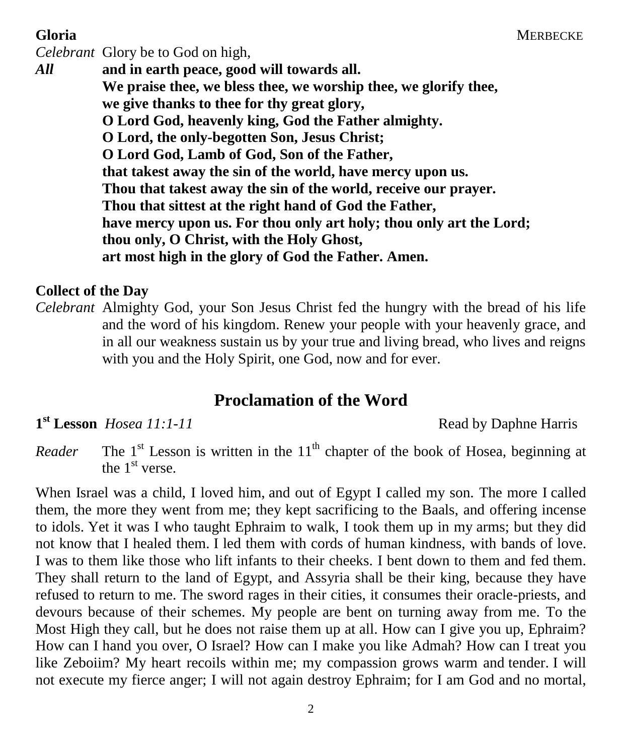**Gloria** MERBECKE

*Celebrant* Glory be to God on high,

***All*** **and in earth peace, good will towards all.**
**We praise thee, we bless thee, we worship thee, we glorify thee,**
**we give thanks to thee for thy great glory,**
**O Lord God, heavenly king, God the Father almighty.**
**O Lord, the only-begotten Son, Jesus Christ;**
**O Lord God, Lamb of God, Son of the Father,**
**that takest away the sin of the world, have mercy upon us.**
**Thou that takest away the sin of the world, receive our prayer.**
**Thou that sittest at the right hand of God the Father,**
**have mercy upon us. For thou only art holy; thou only art the Lord;**
**thou only, O Christ, with the Holy Ghost,**
**art most high in the glory of God the Father. Amen.**

**Collect of the Day**

*Celebrant* Almighty God, your Son Jesus Christ fed the hungry with the bread of his life and the word of his kingdom. Renew your people with your heavenly grace, and in all our weakness sustain us by your true and living bread, who lives and reigns with you and the Holy Spirit, one God, now and for ever.

## Proclamation of the Word

**1st Lesson** *Hosea 11:1-11* Read by Daphne Harris

*Reader* The 1st Lesson is written in the 11th chapter of the book of Hosea, beginning at the 1st verse.

When Israel was a child, I loved him, and out of Egypt I called my son. The more I called them, the more they went from me; they kept sacrificing to the Baals, and offering incense to idols. Yet it was I who taught Ephraim to walk, I took them up in my arms; but they did not know that I healed them. I led them with cords of human kindness, with bands of love. I was to them like those who lift infants to their cheeks. I bent down to them and fed them. They shall return to the land of Egypt, and Assyria shall be their king, because they have refused to return to me. The sword rages in their cities, it consumes their oracle-priests, and devours because of their schemes. My people are bent on turning away from me. To the Most High they call, but he does not raise them up at all. How can I give you up, Ephraim? How can I hand you over, O Israel? How can I make you like Admah? How can I treat you like Zeboiim? My heart recoils within me; my compassion grows warm and tender. I will not execute my fierce anger; I will not again destroy Ephraim; for I am God and no mortal,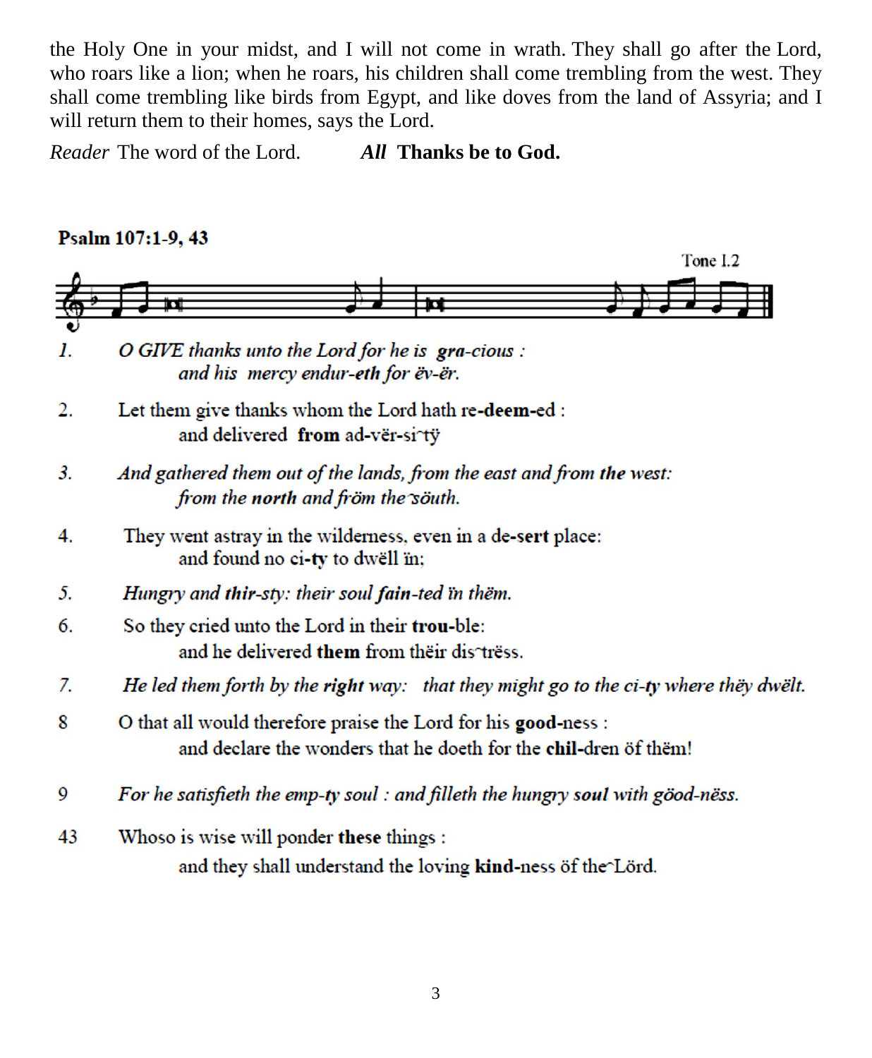the Holy One in your midst, and I will not come in wrath. They shall go after the Lord, who roars like a lion; when he roars, his children shall come trembling from the west. They shall come trembling like birds from Egypt, and like doves from the land of Assyria; and I will return them to their homes, says the Lord.

*Reader* The word of the Lord. ***All* Thanks be to God.**

**Psalm 107:1-9, 43**

Tone I.2

1. *O GIVE thanks unto the Lord for he is* ***gra****-cious :*
   *and his mercy endur-****eth*** *for ëv-ër.*

2. Let them give thanks whom the Lord hath re-**deem-**ed :
   and delivered **from** ad-vër-si˜tÿ

3. *And gathered them out of the lands, from the east and from* ***the*** *west:*
   *from the* ***north*** *and fröm the˜söuth.*

4. They went astray in the wilderness, even in a de-**sert** place:
   and found no ci-**ty** to dwëll ïn;

5. *Hungry and* ***thir****-sty: their soul* ***fain****-ted ïn thëm.*

6. So they cried unto the Lord in their **trou-**ble:
   and he delivered **them** from thëir dis˜trëss.

7. *He led them forth by the* ***right*** *way: that they might go to the ci-****ty*** *where thëy dwëlt.*

8 O that all would therefore praise the Lord for his **good-**ness :
   and declare the wonders that he doeth for the **chil-**dren öf thëm!

9 *For he satisfieth the emp-****ty*** *soul : and filleth the hungry* ***soul*** *with gööd-nëss.*

43 Whoso is wise will ponder **these** things :
   and they shall understand the loving **kind-**ness öf the˜Lörd.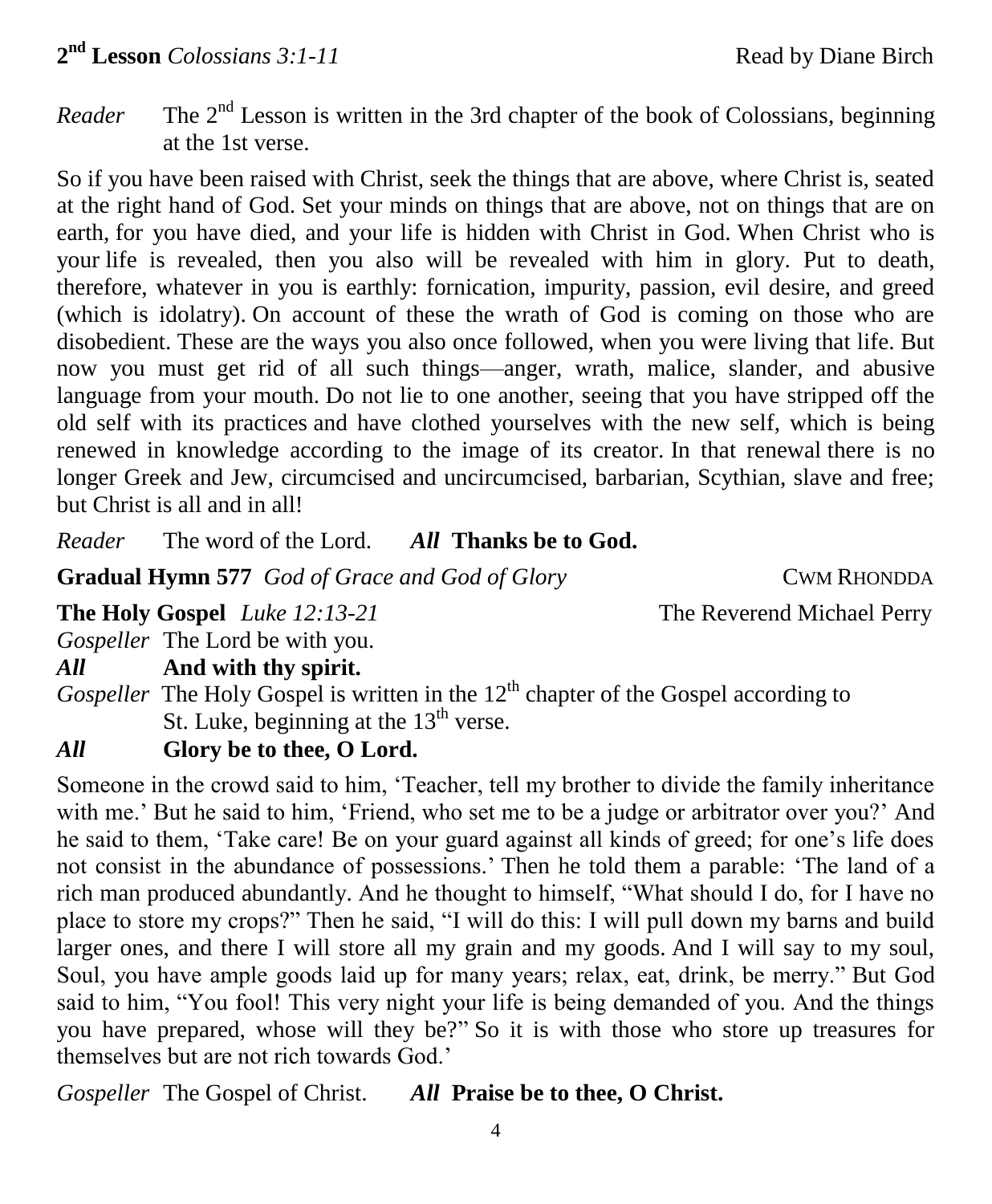**2nd Lesson** *Colossians 3:1-11* Read by Diane Birch

*Reader* The 2nd Lesson is written in the 3rd chapter of the book of Colossians, beginning at the 1st verse.

So if you have been raised with Christ, seek the things that are above, where Christ is, seated at the right hand of God. Set your minds on things that are above, not on things that are on earth, for you have died, and your life is hidden with Christ in God. When Christ who is your life is revealed, then you also will be revealed with him in glory. Put to death, therefore, whatever in you is earthly: fornication, impurity, passion, evil desire, and greed (which is idolatry). On account of these the wrath of God is coming on those who are disobedient. These are the ways you also once followed, when you were living that life. But now you must get rid of all such things—anger, wrath, malice, slander, and abusive language from your mouth. Do not lie to one another, seeing that you have stripped off the old self with its practices and have clothed yourselves with the new self, which is being renewed in knowledge according to the image of its creator. In that renewal there is no longer Greek and Jew, circumcised and uncircumcised, barbarian, Scythian, slave and free; but Christ is all and in all!

*Reader* The word of the Lord. ***All*** **Thanks be to God.**

**Gradual Hymn 577** *God of Grace and God of Glory* CWM RHONDDA

**The Holy Gospel** *Luke 12:13-21* The Reverend Michael Perry

*Gospeller* The Lord be with you.

***All*** **And with thy spirit.**

*Gospeller* The Holy Gospel is written in the 12th chapter of the Gospel according to St. Luke, beginning at the 13th verse.

***All*** **Glory be to thee, O Lord.**

Someone in the crowd said to him, 'Teacher, tell my brother to divide the family inheritance with me.' But he said to him, 'Friend, who set me to be a judge or arbitrator over you?' And he said to them, 'Take care! Be on your guard against all kinds of greed; for one's life does not consist in the abundance of possessions.' Then he told them a parable: 'The land of a rich man produced abundantly. And he thought to himself, "What should I do, for I have no place to store my crops?" Then he said, "I will do this: I will pull down my barns and build larger ones, and there I will store all my grain and my goods. And I will say to my soul, Soul, you have ample goods laid up for many years; relax, eat, drink, be merry." But God said to him, "You fool! This very night your life is being demanded of you. And the things you have prepared, whose will they be?" So it is with those who store up treasures for themselves but are not rich towards God.'

*Gospeller* The Gospel of Christ. ***All*** **Praise be to thee, O Christ.**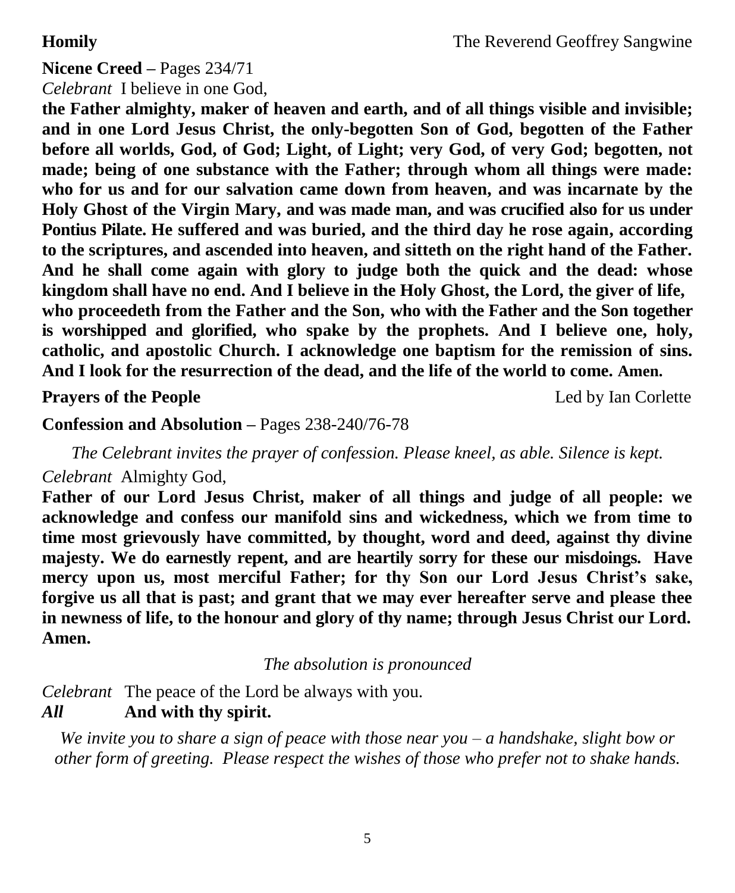**Homily** The Reverend Geoffrey Sangwine

**Nicene Creed –** Pages 234/71

*Celebrant* I believe in one God,

**the Father almighty, maker of heaven and earth, and of all things visible and invisible; and in one Lord Jesus Christ, the only-begotten Son of God, begotten of the Father before all worlds, God, of God; Light, of Light; very God, of very God; begotten, not made; being of one substance with the Father; through whom all things were made: who for us and for our salvation came down from heaven, and was incarnate by the Holy Ghost of the Virgin Mary, and was made man, and was crucified also for us under Pontius Pilate. He suffered and was buried, and the third day he rose again, according to the scriptures, and ascended into heaven, and sitteth on the right hand of the Father. And he shall come again with glory to judge both the quick and the dead: whose kingdom shall have no end. And I believe in the Holy Ghost, the Lord, the giver of life, who proceedeth from the Father and the Son, who with the Father and the Son together is worshipped and glorified, who spake by the prophets. And I believe one, holy, catholic, and apostolic Church. I acknowledge one baptism for the remission of sins. And I look for the resurrection of the dead, and the life of the world to come. Amen.**

**Prayers of the People** Led by Ian Corlette

**Confession and Absolution –** Pages 238-240/76-78

*The Celebrant invites the prayer of confession. Please kneel, as able. Silence is kept.*

*Celebrant* Almighty God,

**Father of our Lord Jesus Christ, maker of all things and judge of all people: we acknowledge and confess our manifold sins and wickedness, which we from time to time most grievously have committed, by thought, word and deed, against thy divine majesty. We do earnestly repent, and are heartily sorry for these our misdoings. Have mercy upon us, most merciful Father; for thy Son our Lord Jesus Christ's sake, forgive us all that is past; and grant that we may ever hereafter serve and please thee in newness of life, to the honour and glory of thy name; through Jesus Christ our Lord. Amen.**

*The absolution is pronounced*

*Celebrant* The peace of the Lord be always with you.

***All*** **And with thy spirit.**

*We invite you to share a sign of peace with those near you – a handshake, slight bow or other form of greeting. Please respect the wishes of those who prefer not to shake hands.*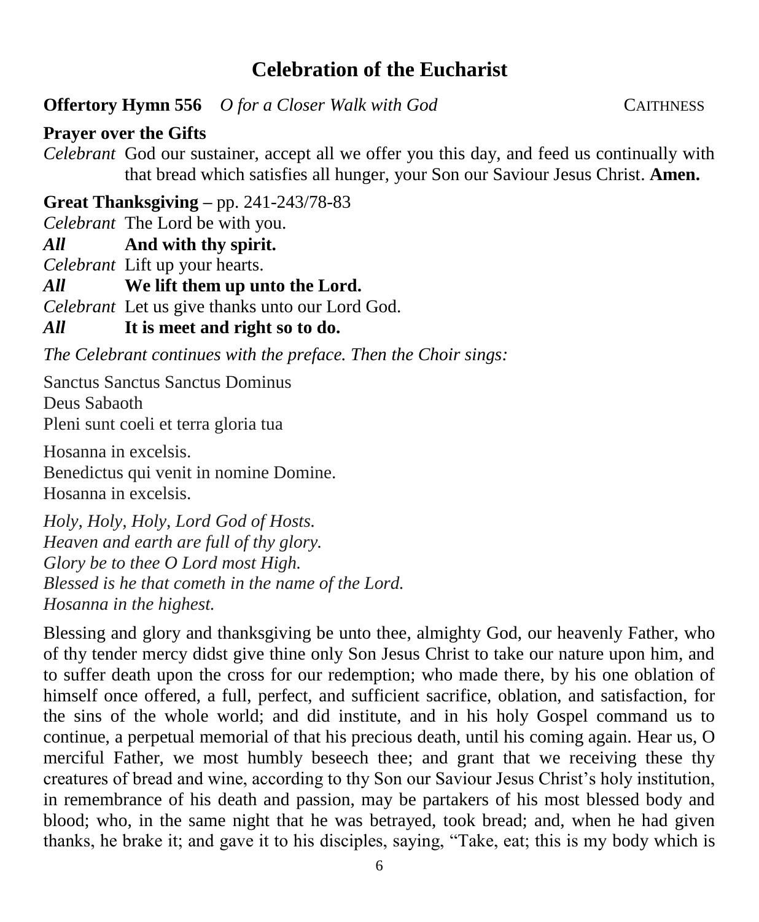# Celebration of the Eucharist

**Offertory Hymn 556** *O for a Closer Walk with God* CAITHNESS

**Prayer over the Gifts**

*Celebrant* God our sustainer, accept all we offer you this day, and feed us continually with that bread which satisfies all hunger, your Son our Saviour Jesus Christ. **Amen.**

**Great Thanksgiving** – pp. 241-243/78-83

*Celebrant* The Lord be with you.

***All*** **And with thy spirit.**

*Celebrant* Lift up your hearts.

***All*** **We lift them up unto the Lord.**

*Celebrant* Let us give thanks unto our Lord God.

***All*** **It is meet and right so to do.**

*The Celebrant continues with the preface. Then the Choir sings:*

Sanctus Sanctus Sanctus Dominus
Deus Sabaoth
Pleni sunt coeli et terra gloria tua

Hosanna in excelsis.
Benedictus qui venit in nomine Domine.
Hosanna in excelsis.

*Holy, Holy, Holy, Lord God of Hosts.*
*Heaven and earth are full of thy glory.*
*Glory be to thee O Lord most High.*
*Blessed is he that cometh in the name of the Lord.*
*Hosanna in the highest.*

Blessing and glory and thanksgiving be unto thee, almighty God, our heavenly Father, who of thy tender mercy didst give thine only Son Jesus Christ to take our nature upon him, and to suffer death upon the cross for our redemption; who made there, by his one oblation of himself once offered, a full, perfect, and sufficient sacrifice, oblation, and satisfaction, for the sins of the whole world; and did institute, and in his holy Gospel command us to continue, a perpetual memorial of that his precious death, until his coming again. Hear us, O merciful Father, we most humbly beseech thee; and grant that we receiving these thy creatures of bread and wine, according to thy Son our Saviour Jesus Christ's holy institution, in remembrance of his death and passion, may be partakers of his most blessed body and blood; who, in the same night that he was betrayed, took bread; and, when he had given thanks, he brake it; and gave it to his disciples, saying, "Take, eat; this is my body which is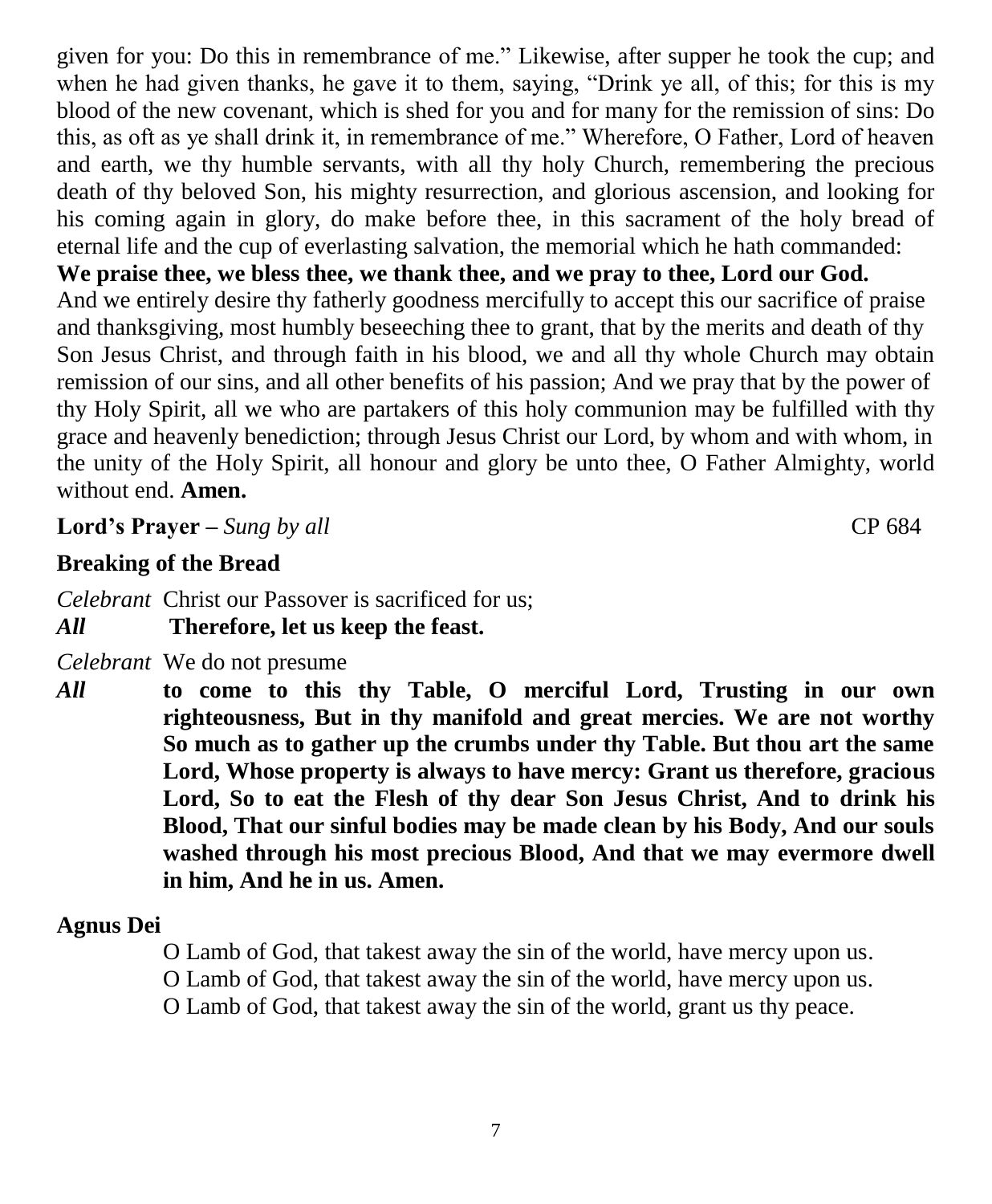given for you: Do this in remembrance of me." Likewise, after supper he took the cup; and when he had given thanks, he gave it to them, saying, "Drink ye all, of this; for this is my blood of the new covenant, which is shed for you and for many for the remission of sins: Do this, as oft as ye shall drink it, in remembrance of me." Wherefore, O Father, Lord of heaven and earth, we thy humble servants, with all thy holy Church, remembering the precious death of thy beloved Son, his mighty resurrection, and glorious ascension, and looking for his coming again in glory, do make before thee, in this sacrament of the holy bread of eternal life and the cup of everlasting salvation, the memorial which he hath commanded:

**We praise thee, we bless thee, we thank thee, and we pray to thee, Lord our God.**

And we entirely desire thy fatherly goodness mercifully to accept this our sacrifice of praise and thanksgiving, most humbly beseeching thee to grant, that by the merits and death of thy Son Jesus Christ, and through faith in his blood, we and all thy whole Church may obtain remission of our sins, and all other benefits of his passion; And we pray that by the power of thy Holy Spirit, all we who are partakers of this holy communion may be fulfilled with thy grace and heavenly benediction; through Jesus Christ our Lord, by whom and with whom, in the unity of the Holy Spirit, all honour and glory be unto thee, O Father Almighty, world without end. **Amen.**

**Lord's Prayer –** *Sung by all* CP 684

**Breaking of the Bread**

*Celebrant* Christ our Passover is sacrificed for us;

***All*** **Therefore, let us keep the feast.**

*Celebrant* We do not presume

***All*** **to come to this thy Table, O merciful Lord, Trusting in our own righteousness, But in thy manifold and great mercies. We are not worthy So much as to gather up the crumbs under thy Table. But thou art the same Lord, Whose property is always to have mercy: Grant us therefore, gracious Lord, So to eat the Flesh of thy dear Son Jesus Christ, And to drink his Blood, That our sinful bodies may be made clean by his Body, And our souls washed through his most precious Blood, And that we may evermore dwell in him, And he in us. Amen.**

**Agnus Dei**

O Lamb of God, that takest away the sin of the world, have mercy upon us.
O Lamb of God, that takest away the sin of the world, have mercy upon us.
O Lamb of God, that takest away the sin of the world, grant us thy peace.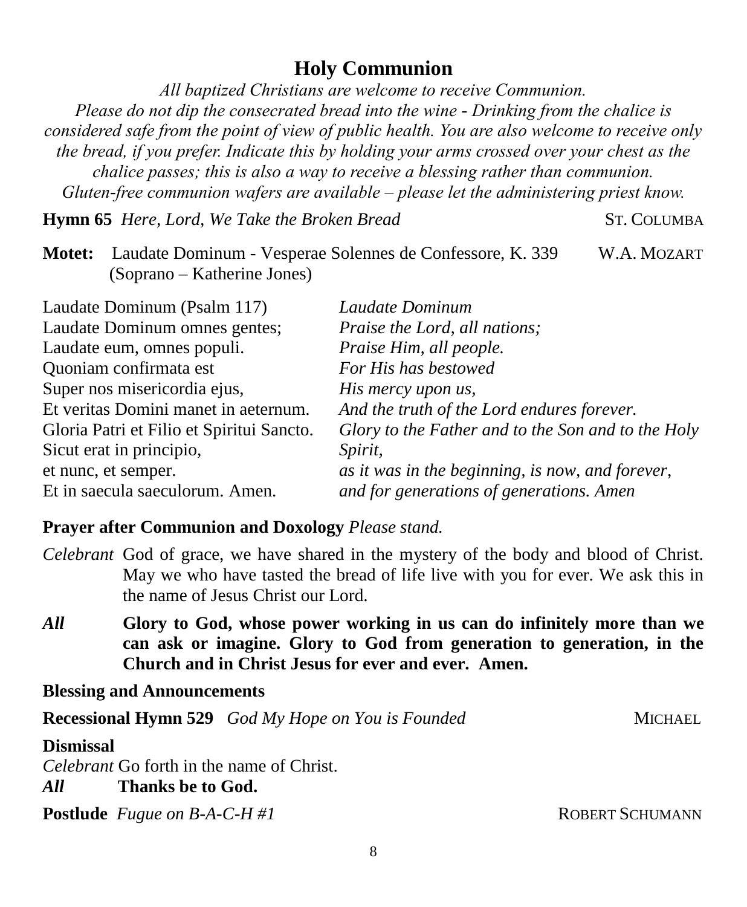## Holy Communion

*All baptized Christians are welcome to receive Communion.*
*Please do not dip the consecrated bread into the wine - Drinking from the chalice is considered safe from the point of view of public health. You are also welcome to receive only the bread, if you prefer. Indicate this by holding your arms crossed over your chest as the chalice passes; this is also a way to receive a blessing rather than communion.*
*Gluten-free communion wafers are available – please let the administering priest know.*

**Hymn 65** *Here, Lord, We Take the Broken Bread* ST. COLUMBA

**Motet:** Laudate Dominum - Vesperae Solennes de Confessore, K. 339 W.A. MOZART
(Soprano – Katherine Jones)

| | |
|---|---|
| Laudate Dominum (Psalm 117) | *Laudate Dominum* |
| Laudate Dominum omnes gentes; | *Praise the Lord, all nations;* |
| Laudate eum, omnes populi. | *Praise Him, all people.* |
| Quoniam confirmata est | *For His has bestowed* |
| Super nos misericordia ejus, | *His mercy upon us,* |
| Et veritas Domini manet in aeternum. | *And the truth of the Lord endures forever.* |
| Gloria Patri et Filio et Spiritui Sancto. | *Glory to the Father and to the Son and to the Holy* |
| Sicut erat in principio, | *Spirit,* |
| et nunc, et semper. | *as it was in the beginning, is now, and forever,* |
| Et in saecula saeculorum. Amen. | *and for generations of generations. Amen* |

**Prayer after Communion and Doxology** *Please stand.*

*Celebrant* God of grace, we have shared in the mystery of the body and blood of Christ. May we who have tasted the bread of life live with you for ever. We ask this in the name of Jesus Christ our Lord.

***All*** **Glory to God, whose power working in us can do infinitely more than we can ask or imagine. Glory to God from generation to generation, in the Church and in Christ Jesus for ever and ever. Amen.**

**Blessing and Announcements**

**Recessional Hymn 529** *God My Hope on You is Founded* MICHAEL

**Dismissal**

*Celebrant* Go forth in the name of Christ.

***All*** **Thanks be to God.**

**Postlude** *Fugue on B-A-C-H #1* ROBERT SCHUMANN